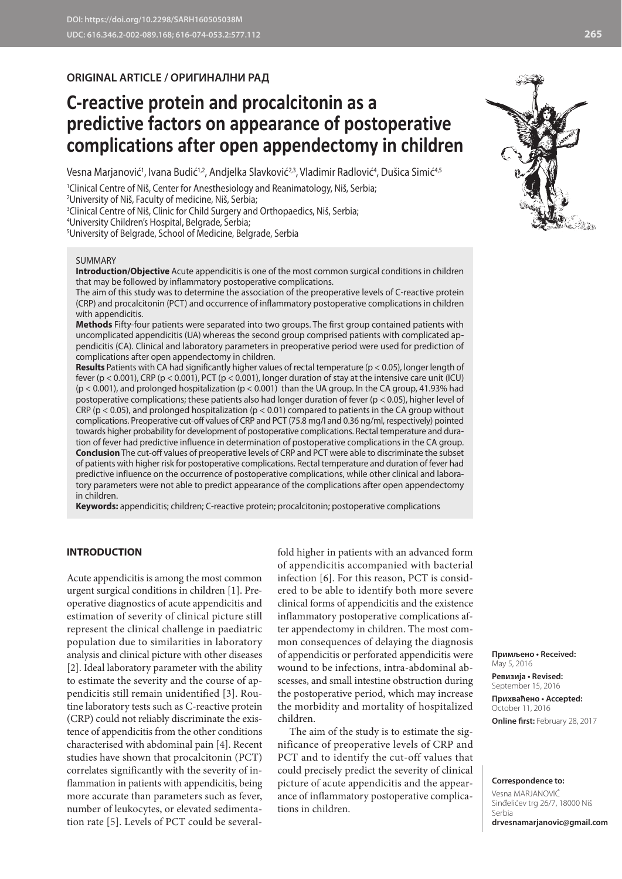**ORIGINAL ARTICLE / ОРИГИНАЛНИ РАД**

# C-reactive protein and procalcitonin as a predictive factors on appearance of postoperative complications after open appendectomy in children

Vesna Marjanović[1], Ivana Budić[1,2], Andjelka Slavković[2,3], Vladimir Radlović[4], Dušica Simić[4,5]

[1]Clinical Centre of Niš, Center for Anesthesiology and Reanimatology, Niš, Serbia;
[2]University of Niš, Faculty of medicine, Niš, Serbia;
[3]Clinical Centre of Niš, Clinic for Child Surgery and Orthopaedics, Niš, Serbia;
[4]University Children's Hospital, Belgrade, Serbia;
[5]University of Belgrade, School of Medicine, Belgrade, Serbia

SUMMARY

**Introduction/Objective** Acute appendicitis is one of the most common surgical conditions in children that may be followed by inflammatory postoperative complications.

The aim of this study was to determine the association of the preoperative levels of C-reactive protein (CRP) and procalcitonin (PCT) and occurrence of inflammatory postoperative complications in children with appendicitis.

**Methods** Fifty-four patients were separated into two groups. The first group contained patients with uncomplicated appendicitis (UA) whereas the second group comprised patients with complicated appendicitis (CA). Clinical and laboratory parameters in preoperative period were used for prediction of complications after open appendectomy in children.

**Results** Patients with CA had significantly higher values of rectal temperature ($p < 0.05$), longer length of fever ($p < 0.001$), CRP ($p < 0.001$), PCT ($p < 0.001$), longer duration of stay at the intensive care unit (ICU) ($p < 0.001$), and prolonged hospitalization ($p < 0.001$) than the UA group. In the CA group, 41.93% had postoperative complications; these patients also had longer duration of fever ($p < 0.05$), higher level of CRP ($p < 0.05$), and prolonged hospitalization ($p < 0.01$) compared to patients in the CA group without complications. Preoperative cut-off values of CRP and PCT (75.8 mg/l and 0.36 ng/ml, respectively) pointed towards higher probability for development of postoperative complications. Rectal temperature and duration of fever had predictive influence in determination of postoperative complications in the CA group.

**Conclusion** The cut-off values of preoperative levels of CRP and PCT were able to discriminate the subset of patients with higher risk for postoperative complications. Rectal temperature and duration of fever had predictive influence on the occurrence of postoperative complications, while other clinical and laboratory parameters were not able to predict appearance of the complications after open appendectomy in children.

**Keywords:** appendicitis; children; C-reactive protein; procalcitonin; postoperative complications

## INTRODUCTION

Acute appendicitis is among the most common urgent surgical conditions in children [1]. Preoperative diagnostics of acute appendicitis and estimation of severity of clinical picture still represent the clinical challenge in paediatric population due to similarities in laboratory analysis and clinical picture with other diseases [2]. Ideal laboratory parameter with the ability to estimate the severity and the course of appendicitis still remain unidentified [3]. Routine laboratory tests such as C-reactive protein (CRP) could not reliably discriminate the existence of appendicitis from the other conditions characterised with abdominal pain [4]. Recent studies have shown that procalcitonin (PCT) correlates significantly with the severity of inflammation in patients with appendicitis, being more accurate than parameters such as fever, number of leukocytes, or elevated sedimentation rate [5]. Levels of PCT could be several-fold higher in patients with an advanced form of appendicitis accompanied with bacterial infection [6]. For this reason, PCT is considered to be able to identify both more severe clinical forms of appendicitis and the existence inflammatory postoperative complications after appendectomy in children. The most common consequences of delaying the diagnosis of appendicitis or perforated appendicitis were wound to be infections, intra-abdominal abscesses, and small intestine obstruction during the postoperative period, which may increase the morbidity and mortality of hospitalized children.

The aim of the study is to estimate the significance of preoperative levels of CRP and PCT and to identify the cut-off values that could precisely predict the severity of clinical picture of acute appendicitis and the appearance of inflammatory postoperative complications in children.

**Примљено • Received:** May 5, 2016
**Ревизија • Revised:** September 15, 2016
**Прихваћено • Accepted:** October 11, 2016
**Online first:** February 28, 2017

**Correspondence to:**
Vesna MARJANOVIĆ
Sinđelićev trg 26/7, 18000 Niš
Serbia
**drvesnamarjanovic@gmail.com**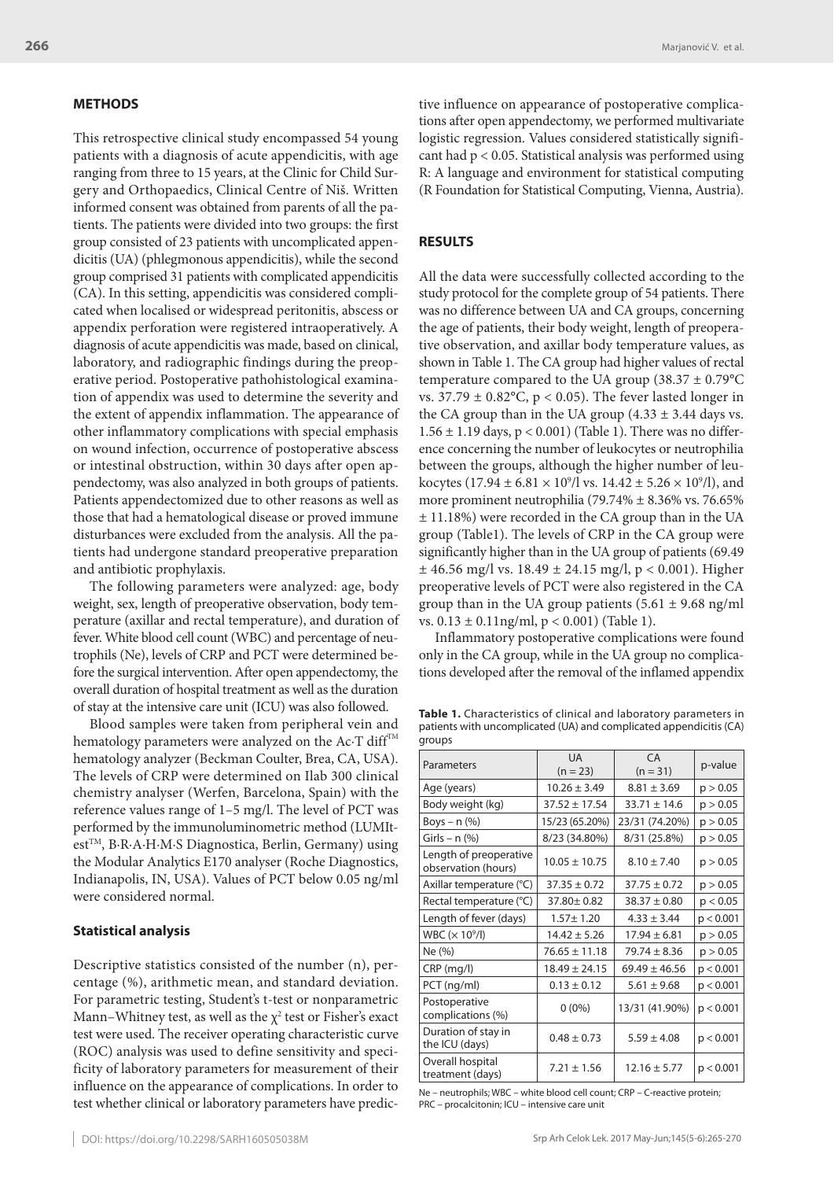## METHODS

This retrospective clinical study encompassed 54 young patients with a diagnosis of acute appendicitis, with age ranging from three to 15 years, at the Clinic for Child Surgery and Orthopaedics, Clinical Centre of Niš. Written informed consent was obtained from parents of all the patients. The patients were divided into two groups: the first group consisted of 23 patients with uncomplicated appendicitis (UA) (phlegmonous appendicitis), while the second group comprised 31 patients with complicated appendicitis (CA). In this setting, appendicitis was considered complicated when localised or widespread peritonitis, abscess or appendix perforation were registered intraoperatively. A diagnosis of acute appendicitis was made, based on clinical, laboratory, and radiographic findings during the preoperative period. Postoperative pathohistological examination of appendix was used to determine the severity and the extent of appendix inflammation. The appearance of other inflammatory complications with special emphasis on wound infection, occurrence of postoperative abscess or intestinal obstruction, within 30 days after open appendectomy, was also analyzed in both groups of patients. Patients appendectomized due to other reasons as well as those that had a hematological disease or proved immune disturbances were excluded from the analysis. All the patients had undergone standard preoperative preparation and antibiotic prophylaxis.

The following parameters were analyzed: age, body weight, sex, length of preoperative observation, body temperature (axillar and rectal temperature), and duration of fever. White blood cell count (WBC) and percentage of neutrophils (Ne), levels of CRP and PCT were determined before the surgical intervention. After open appendectomy, the overall duration of hospital treatment as well as the duration of stay at the intensive care unit (ICU) was also followed.

Blood samples were taken from peripheral vein and hematology parameters were analyzed on the Ac·T diff™ hematology analyzer (Beckman Coulter, Brea, CA, USA). The levels of CRP were determined on Ilab 300 clinical chemistry analyser (Werfen, Barcelona, Spain) with the reference values range of 1–5 mg/l. The level of PCT was performed by the immunoluminometric method (LUMItest™, B·R·A·H·M·S Diagnostica, Berlin, Germany) using the Modular Analytics E170 analyser (Roche Diagnostics, Indianapolis, IN, USA). Values of PCT below 0.05 ng/ml were considered normal.

### Statistical analysis

Descriptive statistics consisted of the number (n), percentage (%), arithmetic mean, and standard deviation. For parametric testing, Student's t-test or nonparametric Mann–Whitney test, as well as the $\chi^2$ test or Fisher's exact test were used. The receiver operating characteristic curve (ROC) analysis was used to define sensitivity and specificity of laboratory parameters for measurement of their influence on the appearance of complications. In order to test whether clinical or laboratory parameters have predictive influence on appearance of postoperative complications after open appendectomy, we performed multivariate logistic regression. Values considered statistically significant had $p < 0.05$. Statistical analysis was performed using R: A language and environment for statistical computing (R Foundation for Statistical Computing, Vienna, Austria).

## RESULTS

All the data were successfully collected according to the study protocol for the complete group of 54 patients. There was no difference between UA and CA groups, concerning the age of patients, their body weight, length of preoperative observation, and axillar body temperature values, as shown in Table 1. The CA group had higher values of rectal temperature compared to the UA group (38.37 ± 0.79°C vs. 37.79 ± 0.82°C, $p < 0.05$). The fever lasted longer in the CA group than in the UA group (4.33 ± 3.44 days vs. 1.56 ± 1.19 days, $p < 0.001$) (Table 1). There was no difference concerning the number of leukocytes or neutrophilia between the groups, although the higher number of leukocytes (17.94 ± 6.81 × $10^9$/l vs. 14.42 ± 5.26 × $10^9$/l), and more prominent neutrophilia (79.74% ± 8.36% vs. 76.65% ± 11.18%) were recorded in the CA group than in the UA group (Table1). The levels of CRP in the CA group were significantly higher than in the UA group of patients (69.49 ± 46.56 mg/l vs. 18.49 ± 24.15 mg/l, $p < 0.001$). Higher preoperative levels of PCT were also registered in the CA group than in the UA group patients (5.61 ± 9.68 ng/ml vs. 0.13 ± 0.11ng/ml, $p < 0.001$) (Table 1).

Inflammatory postoperative complications were found only in the CA group, while in the UA group no complications developed after the removal of the inflamed appendix

**Table 1.** Characteristics of clinical and laboratory parameters in patients with uncomplicated (UA) and complicated appendicitis (CA) groups

| Parameters | UA (n = 23) | CA (n = 31) | p-value |
|---|---|---|---|
| Age (years) | 10.26 ± 3.49 | 8.81 ± 3.69 | p > 0.05 |
| Body weight (kg) | 37.52 ± 17.54 | 33.71 ± 14.6 | p > 0.05 |
| Boys – n (%) | 15/23 (65.20%) | 23/31 (74.20%) | p > 0.05 |
| Girls – n (%) | 8/23 (34.80%) | 8/31 (25.8%) | p > 0.05 |
| Length of preoperative observation (hours) | 10.05 ± 10.75 | 8.10 ± 7.40 | p > 0.05 |
| Axillar temperature (°C) | 37.35 ± 0.72 | 37.75 ± 0.72 | p > 0.05 |
| Rectal temperature (°C) | 37.80± 0.82 | 38.37 ± 0.80 | p < 0.05 |
| Length of fever (days) | 1.57± 1.20 | 4.33 ± 3.44 | p < 0.001 |
| WBC (× $10^9$/l) | 14.42 ± 5.26 | 17.94 ± 6.81 | p > 0.05 |
| Ne (%) | 76.65 ± 11.18 | 79.74 ± 8.36 | p > 0.05 |
| CRP (mg/l) | 18.49 ± 24.15 | 69.49 ± 46.56 | p < 0.001 |
| PCT (ng/ml) | 0.13 ± 0.12 | 5.61 ± 9.68 | p < 0.001 |
| Postoperative complications (%) | 0 (0%) | 13/31 (41.90%) | p < 0.001 |
| Duration of stay in the ICU (days) | 0.48 ± 0.73 | 5.59 ± 4.08 | p < 0.001 |
| Overall hospital treatment (days) | 7.21 ± 1.56 | 12.16 ± 5.77 | p < 0.001 |

Ne – neutrophils; WBC – white blood cell count; CRP – C-reactive protein; PRC – procalcitonin; ICU – intensive care unit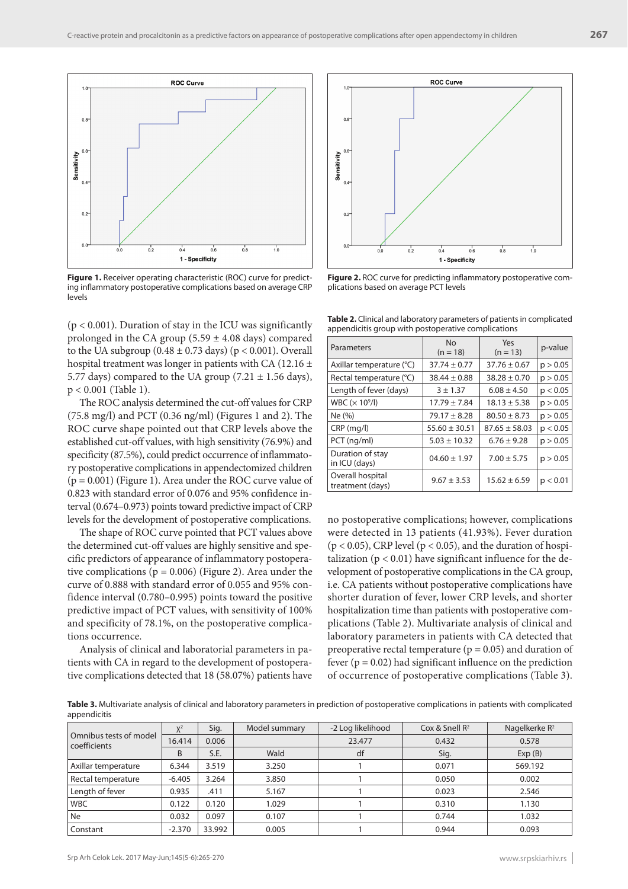Figure 1. Receiver operating characteristic (ROC) curve for predicting inflammatory postoperative complications based on average CRP levels

Figure 2. ROC curve for predicting inflammatory postoperative complications based on average PCT levels

($p < 0.001$). Duration of stay in the ICU was significantly prolonged in the CA group (5.59 ± 4.08 days) compared to the UA subgroup (0.48 ± 0.73 days) ($p < 0.001$). Overall hospital treatment was longer in patients with CA (12.16 ± 5.77 days) compared to the UA group (7.21 ± 1.56 days), $p < 0.001$ (Table 1).

The ROC analysis determined the cut-off values for CRP (75.8 mg/l) and PCT (0.36 ng/ml) (Figures 1 and 2). The ROC curve shape pointed out that CRP levels above the established cut-off values, with high sensitivity (76.9%) and specificity (87.5%), could predict occurrence of inflammatory postoperative complications in appendectomized children ($p = 0.001$) (Figure 1). Area under the ROC curve value of 0.823 with standard error of 0.076 and 95% confidence interval (0.674–0.973) points toward predictive impact of CRP levels for the development of postoperative complications.

The shape of ROC curve pointed that PCT values above the determined cut-off values are highly sensitive and specific predictors of appearance of inflammatory postoperative complications ($p = 0.006$) (Figure 2). Area under the curve of 0.888 with standard error of 0.055 and 95% confidence interval (0.780–0.995) points toward the positive predictive impact of PCT values, with sensitivity of 100% and specificity of 78.1%, on the postoperative complications occurrence.

Analysis of clinical and laboratorial parameters in patients with CA in regard to the development of postoperative complications detected that 18 (58.07%) patients have no postoperative complications; however, complications were detected in 13 patients (41.93%). Fever duration ($p < 0.05$), CRP level ($p < 0.05$), and the duration of hospitalization ($p < 0.01$) have significant influence for the development of postoperative complications in the CA group, i.e. CA patients without postoperative complications have shorter duration of fever, lower CRP levels, and shorter hospitalization time than patients with postoperative complications (Table 2). Multivariate analysis of clinical and laboratory parameters in patients with CA detected that preoperative rectal temperature ($p = 0.05$) and duration of fever ($p = 0.02$) had significant influence on the prediction of occurrence of postoperative complications (Table 3).

**Table 2.** Clinical and laboratory parameters of patients in complicated appendicitis group with postoperative complications

| Parameters | No (n = 18) | Yes (n = 13) | p-value |
|---|---|---|---|
| Axillar temperature (°C) | 37.74 ± 0.77 | 37.76 ± 0.67 | $p > 0.05$ |
| Rectal temperature (°C) | 38.44 ± 0.88 | 38.28 ± 0.70 | $p > 0.05$ |
| Length of fever (days) | 3 ± 1.37 | 6.08 ± 4.50 | $p < 0.05$ |
| WBC (× $10^9$/l) | 17.79 ± 7.84 | 18.13 ± 5.38 | $p > 0.05$ |
| Ne (%) | 79.17 ± 8.28 | 80.50 ± 8.73 | $p > 0.05$ |
| CRP (mg/l) | 55.60 ± 30.51 | 87.65 ± 58.03 | $p < 0.05$ |
| PCT (ng/ml) | 5.03 ± 10.32 | 6.76 ± 9.28 | $p > 0.05$ |
| Duration of stay in ICU (days) | 04.60 ± 1.97 | 7.00 ± 5.75 | $p > 0.05$ |
| Overall hospital treatment (days) | 9.67 ± 3.53 | 15.62 ± 6.59 | $p < 0.01$ |

**Table 3.** Multivariate analysis of clinical and laboratory parameters in prediction of postoperative complications in patients with complicated appendicitis

| Omnibus tests of model coefficients | $\chi^2$ | Sig. | Model summary | -2 Log likelihood | Cox & Snell $R^2$ | Nagelkerke $R^2$ |
|---|---|---|---|---|---|---|
| | 16.414 | 0.006 | | 23.477 | 0.432 | 0.578 |
| | B | S.E. | Wald | df | Sig. | Exp (B) |
| Axillar temperature | 6.344 | 3.519 | 3.250 | 1 | 0.071 | 569.192 |
| Rectal temperature | -6.405 | 3.264 | 3.850 | 1 | 0.050 | 0.002 |
| Length of fever | 0.935 | .411 | 5.167 | 1 | 0.023 | 2.546 |
| WBC | 0.122 | 0.120 | 1.029 | 1 | 0.310 | 1.130 |
| Ne | 0.032 | 0.097 | 0.107 | 1 | 0.744 | 1.032 |
| Constant | -2.370 | 33.992 | 0.005 | 1 | 0.944 | 0.093 |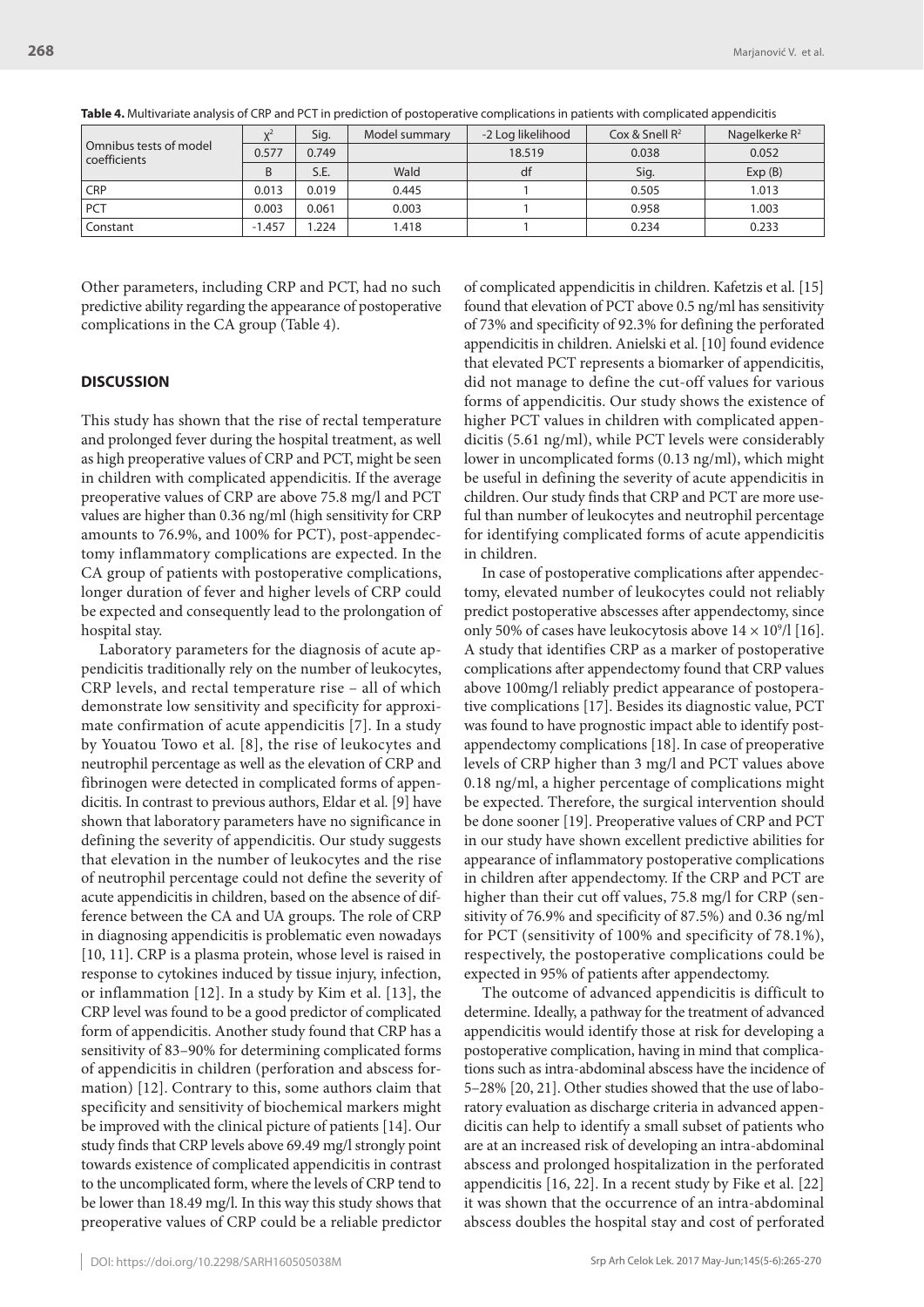**Table 4.** Multivariate analysis of CRP and PCT in prediction of postoperative complications in patients with complicated appendicitis

| Omnibus tests of model coefficients | $\chi^2$ | Sig. | Model summary | -2 Log likelihood | Cox & Snell $R^2$ | Nagelkerke $R^2$ |
|---|---|---|---|---|---|---|
| | 0.577 | 0.749 | | 18.519 | 0.038 | 0.052 |
| | B | S.E. | Wald | df | Sig. | Exp (B) |
| CRP | 0.013 | 0.019 | 0.445 | 1 | 0.505 | 1.013 |
| PCT | 0.003 | 0.061 | 0.003 | 1 | 0.958 | 1.003 |
| Constant | -1.457 | 1.224 | 1.418 | 1 | 0.234 | 0.233 |

Other parameters, including CRP and PCT, had no such predictive ability regarding the appearance of postoperative complications in the CA group (Table 4).

## DISCUSSION

This study has shown that the rise of rectal temperature and prolonged fever during the hospital treatment, as well as high preoperative values of CRP and PCT, might be seen in children with complicated appendicitis. If the average preoperative values of CRP are above 75.8 mg/l and PCT values are higher than 0.36 ng/ml (high sensitivity for CRP amounts to 76.9%, and 100% for PCT), post-appendectomy inflammatory complications are expected. In the CA group of patients with postoperative complications, longer duration of fever and higher levels of CRP could be expected and consequently lead to the prolongation of hospital stay.

Laboratory parameters for the diagnosis of acute appendicitis traditionally rely on the number of leukocytes, CRP levels, and rectal temperature rise – all of which demonstrate low sensitivity and specificity for approximate confirmation of acute appendicitis [7]. In a study by Youatou Towo et al. [8], the rise of leukocytes and neutrophil percentage as well as the elevation of CRP and fibrinogen were detected in complicated forms of appendicitis. In contrast to previous authors, Eldar et al. [9] have shown that laboratory parameters have no significance in defining the severity of appendicitis. Our study suggests that elevation in the number of leukocytes and the rise of neutrophil percentage could not define the severity of acute appendicitis in children, based on the absence of difference between the CA and UA groups. The role of CRP in diagnosing appendicitis is problematic even nowadays [10, 11]. CRP is a plasma protein, whose level is raised in response to cytokines induced by tissue injury, infection, or inflammation [12]. In a study by Kim et al. [13], the CRP level was found to be a good predictor of complicated form of appendicitis. Another study found that CRP has a sensitivity of 83–90% for determining complicated forms of appendicitis in children (perforation and abscess formation) [12]. Contrary to this, some authors claim that specificity and sensitivity of biochemical markers might be improved with the clinical picture of patients [14]. Our study finds that CRP levels above 69.49 mg/l strongly point towards existence of complicated appendicitis in contrast to the uncomplicated form, where the levels of CRP tend to be lower than 18.49 mg/l. In this way this study shows that preoperative values of CRP could be a reliable predictor of complicated appendicitis in children. Kafetzis et al. [15] found that elevation of PCT above 0.5 ng/ml has sensitivity of 73% and specificity of 92.3% for defining the perforated appendicitis in children. Anielski et al. [10] found evidence that elevated PCT represents a biomarker of appendicitis, did not manage to define the cut-off values for various forms of appendicitis. Our study shows the existence of higher PCT values in children with complicated appendicitis (5.61 ng/ml), while PCT levels were considerably lower in uncomplicated forms (0.13 ng/ml), which might be useful in defining the severity of acute appendicitis in children. Our study finds that CRP and PCT are more useful than number of leukocytes and neutrophil percentage for identifying complicated forms of acute appendicitis in children.

In case of postoperative complications after appendectomy, elevated number of leukocytes could not reliably predict postoperative abscesses after appendectomy, since only 50% of cases have leukocytosis above $14 \times 10^9$/l [16]. A study that identifies CRP as a marker of postoperative complications after appendectomy found that CRP values above 100mg/l reliably predict appearance of postoperative complications [17]. Besides its diagnostic value, PCT was found to have prognostic impact able to identify post-appendectomy complications [18]. In case of preoperative levels of CRP higher than 3 mg/l and PCT values above 0.18 ng/ml, a higher percentage of complications might be expected. Therefore, the surgical intervention should be done sooner [19]. Preoperative values of CRP and PCT in our study have shown excellent predictive abilities for appearance of inflammatory postoperative complications in children after appendectomy. If the CRP and PCT are higher than their cut off values, 75.8 mg/l for CRP (sensitivity of 76.9% and specificity of 87.5%) and 0.36 ng/ml for PCT (sensitivity of 100% and specificity of 78.1%), respectively, the postoperative complications could be expected in 95% of patients after appendectomy.

The outcome of advanced appendicitis is difficult to determine. Ideally, a pathway for the treatment of advanced appendicitis would identify those at risk for developing a postoperative complication, having in mind that complications such as intra-abdominal abscess have the incidence of 5–28% [20, 21]. Other studies showed that the use of laboratory evaluation as discharge criteria in advanced appendicitis can help to identify a small subset of patients who are at an increased risk of developing an intra-abdominal abscess and prolonged hospitalization in the perforated appendicitis [16, 22]. In a recent study by Fike et al. [22] it was shown that the occurrence of an intra-abdominal abscess doubles the hospital stay and cost of perforated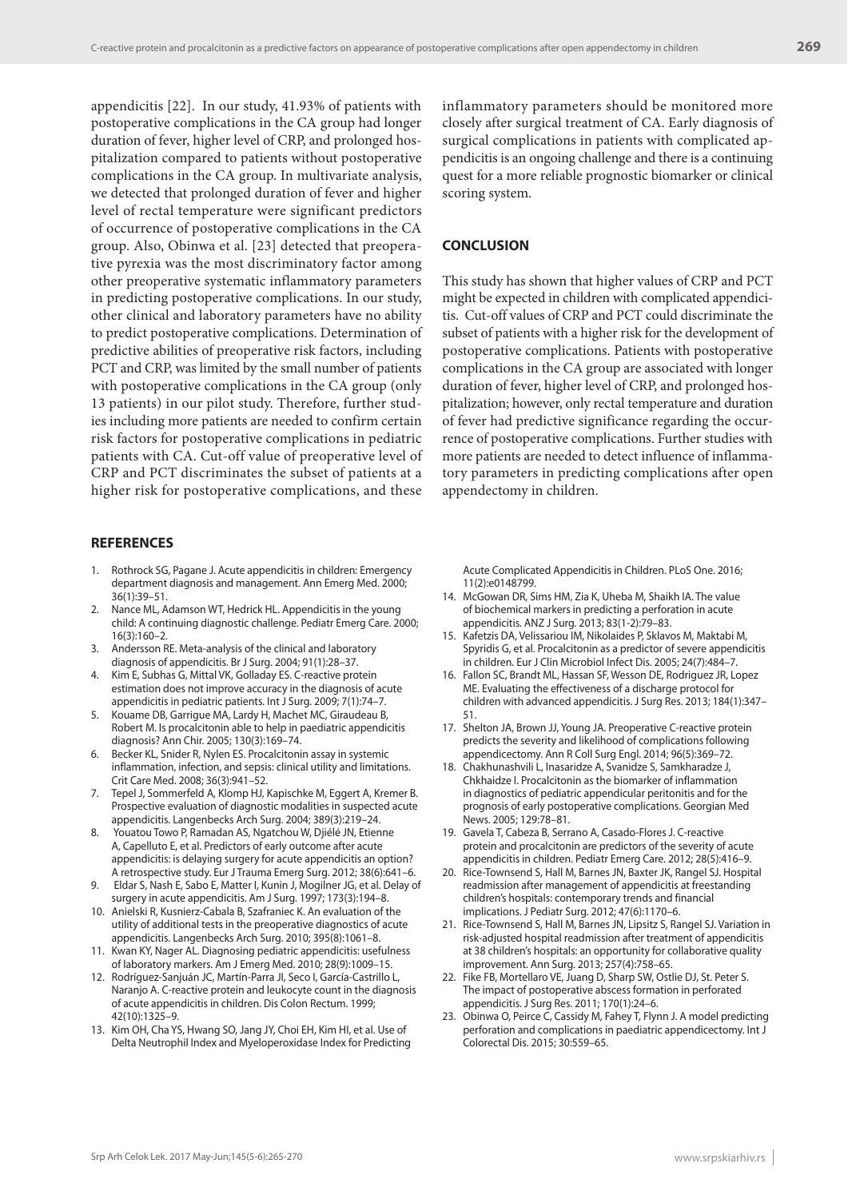appendicitis [22]. In our study, 41.93% of patients with postoperative complications in the CA group had longer duration of fever, higher level of CRP, and prolonged hospitalization compared to patients without postoperative complications in the CA group. In multivariate analysis, we detected that prolonged duration of fever and higher level of rectal temperature were significant predictors of occurrence of postoperative complications in the CA group. Also, Obinwa et al. [23] detected that preoperative pyrexia was the most discriminatory factor among other preoperative systematic inflammatory parameters in predicting postoperative complications. In our study, other clinical and laboratory parameters have no ability to predict postoperative complications. Determination of predictive abilities of preoperative risk factors, including PCT and CRP, was limited by the small number of patients with postoperative complications in the CA group (only 13 patients) in our pilot study. Therefore, further studies including more patients are needed to confirm certain risk factors for postoperative complications in pediatric patients with CA. Cut-off value of preoperative level of CRP and PCT discriminates the subset of patients at a higher risk for postoperative complications, and these inflammatory parameters should be monitored more closely after surgical treatment of CA. Early diagnosis of surgical complications in patients with complicated appendicitis is an ongoing challenge and there is a continuing quest for a more reliable prognostic biomarker or clinical scoring system.

## CONCLUSION

This study has shown that higher values of CRP and PCT might be expected in children with complicated appendicitis. Cut-off values of CRP and PCT could discriminate the subset of patients with a higher risk for the development of postoperative complications. Patients with postoperative complications in the CA group are associated with longer duration of fever, higher level of CRP, and prolonged hospitalization; however, only rectal temperature and duration of fever had predictive significance regarding the occurrence of postoperative complications. Further studies with more patients are needed to detect influence of inflammatory parameters in predicting complications after open appendectomy in children.

## REFERENCES

1. Rothrock SG, Pagane J. Acute appendicitis in children: Emergency department diagnosis and management. Ann Emerg Med. 2000; 36(1):39–51.
2. Nance ML, Adamson WT, Hedrick HL. Appendicitis in the young child: A continuing diagnostic challenge. Pediatr Emerg Care. 2000; 16(3):160–2.
3. Andersson RE. Meta-analysis of the clinical and laboratory diagnosis of appendicitis. Br J Surg. 2004; 91(1):28–37.
4. Kim E, Subhas G, Mittal VK, Golladay ES. C-reactive protein estimation does not improve accuracy in the diagnosis of acute appendicitis in pediatric patients. Int J Surg. 2009; 7(1):74–7.
5. Kouame DB, Garrigue MA, Lardy H, Machet MC, Giraudeau B, Robert M. Is procalcitonin able to help in paediatric appendicitis diagnosis? Ann Chir. 2005; 130(3):169–74.
6. Becker KL, Snider R, Nylen ES. Procalcitonin assay in systemic inflammation, infection, and sepsis: clinical utility and limitations. Crit Care Med. 2008; 36(3):941–52.
7. Tepel J, Sommerfeld A, Klomp HJ, Kapischke M, Eggert A, Kremer B. Prospective evaluation of diagnostic modalities in suspected acute appendicitis. Langenbecks Arch Surg. 2004; 389(3):219–24.
8. Youatou Towo P, Ramadan AS, Ngatchou W, Djiélé JN, Etienne A, Capelluto E, et al. Predictors of early outcome after acute appendicitis: is delaying surgery for acute appendicitis an option? A retrospective study. Eur J Trauma Emerg Surg. 2012; 38(6):641–6.
9. Eldar S, Nash E, Sabo E, Matter I, Kunin J, Mogilner JG, et al. Delay of surgery in acute appendicitis. Am J Surg. 1997; 173(3):194–8.
10. Anielski R, Kusnierz-Cabala B, Szafraniec K. An evaluation of the utility of additional tests in the preoperative diagnostics of acute appendicitis. Langenbecks Arch Surg. 2010; 395(8):1061–8.
11. Kwan KY, Nager AL. Diagnosing pediatric appendicitis: usefulness of laboratory markers. Am J Emerg Med. 2010; 28(9):1009–15.
12. Rodríguez-Sanjuán JC, Martín-Parra JI, Seco I, García-Castrillo L, Naranjo A. C-reactive protein and leukocyte count in the diagnosis of acute appendicitis in children. Dis Colon Rectum. 1999; 42(10):1325–9.
13. Kim OH, Cha YS, Hwang SO, Jang JY, Choi EH, Kim HI, et al. Use of Delta Neutrophil Index and Myeloperoxidase Index for Predicting Acute Complicated Appendicitis in Children. PLoS One. 2016; 11(2):e0148799.
14. McGowan DR, Sims HM, Zia K, Uheba M, Shaikh IA. The value of biochemical markers in predicting a perforation in acute appendicitis. ANZ J Surg. 2013; 83(1-2):79–83.
15. Kafetzis DA, Velissariou IM, Nikolaides P, Sklavos M, Maktabi M, Spyridis G, et al. Procalcitonin as a predictor of severe appendicitis in children. Eur J Clin Microbiol Infect Dis. 2005; 24(7):484–7.
16. Fallon SC, Brandt ML, Hassan SF, Wesson DE, Rodriguez JR, Lopez ME. Evaluating the effectiveness of a discharge protocol for children with advanced appendicitis. J Surg Res. 2013; 184(1):347–51.
17. Shelton JA, Brown JJ, Young JA. Preoperative C-reactive protein predicts the severity and likelihood of complications following appendicectomy. Ann R Coll Surg Engl. 2014; 96(5):369–72.
18. Chakhunashvili L, Inasaridze A, Svanidze S, Samkharadze J, Chkhaidze I. Procalcitonin as the biomarker of inflammation in diagnostics of pediatric appendicular peritonitis and for the prognosis of early postoperative complications. Georgian Med News. 2005; 129:78–81.
19. Gavela T, Cabeza B, Serrano A, Casado-Flores J. C-reactive protein and procalcitonin are predictors of the severity of acute appendicitis in children. Pediatr Emerg Care. 2012; 28(5):416–9.
20. Rice-Townsend S, Hall M, Barnes JN, Baxter JK, Rangel SJ. Hospital readmission after management of appendicitis at freestanding children's hospitals: contemporary trends and financial implications. J Pediatr Surg. 2012; 47(6):1170–6.
21. Rice-Townsend S, Hall M, Barnes JN, Lipsitz S, Rangel SJ. Variation in risk-adjusted hospital readmission after treatment of appendicitis at 38 children's hospitals: an opportunity for collaborative quality improvement. Ann Surg. 2013; 257(4):758–65.
22. Fike FB, Mortellaro VE, Juang D, Sharp SW, Ostlie DJ, St. Peter S. The impact of postoperative abscess formation in perforated appendicitis. J Surg Res. 2011; 170(1):24–6.
23. Obinwa O, Peirce C, Cassidy M, Fahey T, Flynn J. A model predicting perforation and complications in paediatric appendicectomy. Int J Colorectal Dis. 2015; 30:559–65.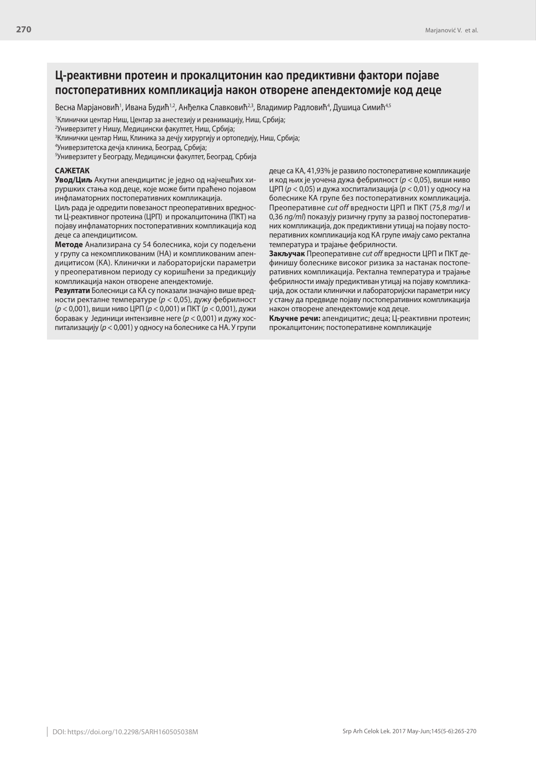# Ц-реактивни протеин и прокалцитонин као предиктивни фактори појаве постоперативних компликација након отворене апендектомије код деце

Весна Марјановић[1], Ивана Будић[1,2], Анђелка Славковић[2,3], Владимир Радловић[4], Душица Симић[4,5]

[1]Клинички центар Ниш, Центар за анестезију и реанимацију, Ниш, Србија;
[2]Универзитет у Нишу, Медицински факултет, Ниш, Србија;
[3]Клинички центар Ниш, Клиника за дечју хирургију и ортопедију, Ниш, Србија;
[4]Универзитетска дечја клиника, Београд, Србија;
[5]Универзитет у Београду, Медицински факултет, Београд, Србија

**САЖЕТАК**

**Увод/Циљ** Акутни апендицитис је једно од најчешћих хируршких стања код деце, које може бити праћено појавом инфламаторних постоперативних компликација.

Циљ рада је одредити повезаност преоперативних вредности Ц-реактивног протеина (ЦРП) и прокалцитонина (ПКТ) на појаву инфламаторних постоперативних компликација код деце са апендицитисом.

**Методе** Анализирана су 54 болесника, који су подељени у групу са некомпликованим (НА) и компликованим апендицитисом (КА). Клинички и лабораторијски параметри у преоперативном периоду су коришћени за предикцију компликација након отворене апендектомије.

**Резултати** Болесници са КА су показали значајно више вредности ректалне температуре ($p < 0,05$), дужу фебрилност ($p < 0,001$), виши ниво ЦРП ($p < 0,001$) и ПКТ ($p < 0,001$), дужи боравак у Јединици интензивне неге ($p < 0,001$) и дужу хоспитализацију ($p < 0,001$) у односу на болеснике са НА. У групи деце са КА, 41,93% је развило постоперативне компликације и код њих је уочена дужа фебрилност ($p < 0,05$), виши ниво ЦРП ($p < 0,05$) и дужа хоспитализација ($p < 0,01$) у односу на болеснике КА групе без постоперативних компликација. Преоперативне *cut off* вредности ЦРП и ПКТ (75,8 *mg/l* и 0,36 *ng/ml*) показују ризичну групу за развој постоперативних компликација, док предиктивни утицај на појаву постоперативних компликација код КА групе имају само ректална температура и трајање фебрилности.

**Закључак** Преоперативне *cut off* вредности ЦРП и ПКТ дефинишу болеснике високог ризика за настанак постоперативних компликација. Ректална температура и трајање фебрилности имају предиктиван утицај на појаву компликација, док остали клинички и лабораторијски параметри нису у стању да предвиде појаву постоперативних компликација након отворене апендектомије код деце.

**Кључне речи:** апендицитис; деца; Ц-реактивни протеин; прокалцитонин; постоперативне компликације